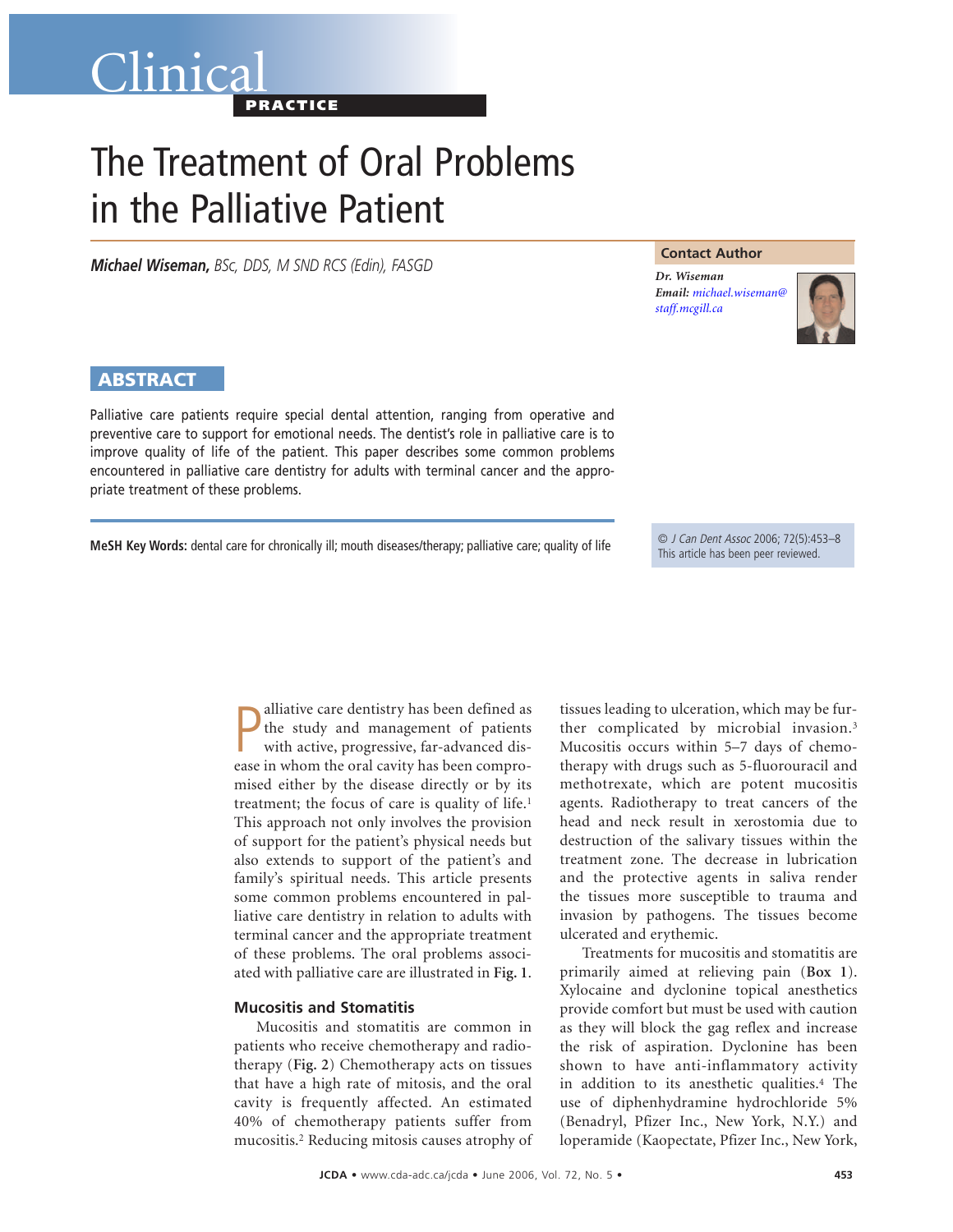# The Treatment of Oral Problems in the Palliative Patient

***Michael Wiseman,*** *BSc, DDS, M SND RCS (Edin), FASGD*

**Contact Author**

***Dr. Wiseman***
***Email:*** *michael.wiseman@staff.mcgill.ca*

## ABSTRACT

Palliative care patients require special dental attention, ranging from operative and preventive care to support for emotional needs. The dentist's role in palliative care is to improve quality of life of the patient. This paper describes some common problems encountered in palliative care dentistry for adults with terminal cancer and the appropriate treatment of these problems.

**MeSH Key Words:** dental care for chronically ill; mouth diseases/therapy; palliative care; quality of life

© *J Can Dent Assoc* 2006; 72(5):453–8
This article has been peer reviewed.

Palliative care dentistry has been defined as the study and management of patients with active, progressive, far-advanced disease in whom the oral cavity has been compromised either by the disease directly or by its treatment; the focus of care is quality of life.[1] This approach not only involves the provision of support for the patient's physical needs but also extends to support of the patient's and family's spiritual needs. This article presents some common problems encountered in palliative care dentistry in relation to adults with terminal cancer and the appropriate treatment of these problems. The oral problems associated with palliative care are illustrated in **Fig. 1**.

### Mucositis and Stomatitis

Mucositis and stomatitis are common in patients who receive chemotherapy and radiotherapy (**Fig. 2**) Chemotherapy acts on tissues that have a high rate of mitosis, and the oral cavity is frequently affected. An estimated 40% of chemotherapy patients suffer from mucositis.[2] Reducing mitosis causes atrophy of tissues leading to ulceration, which may be further complicated by microbial invasion.[3] Mucositis occurs within 5–7 days of chemotherapy with drugs such as 5-fluorouracil and methotrexate, which are potent mucositis agents. Radiotherapy to treat cancers of the head and neck result in xerostomia due to destruction of the salivary tissues within the treatment zone. The decrease in lubrication and the protective agents in saliva render the tissues more susceptible to trauma and invasion by pathogens. The tissues become ulcerated and erythemic.

Treatments for mucositis and stomatitis are primarily aimed at relieving pain (**Box 1**). Xylocaine and dyclonine topical anesthetics provide comfort but must be used with caution as they will block the gag reflex and increase the risk of aspiration. Dyclonine has been shown to have anti-inflammatory activity in addition to its anesthetic qualities.[4] The use of diphenhydramine hydrochloride 5% (Benadryl, Pfizer Inc., New York, N.Y.) and loperamide (Kaopectate, Pfizer Inc., New York,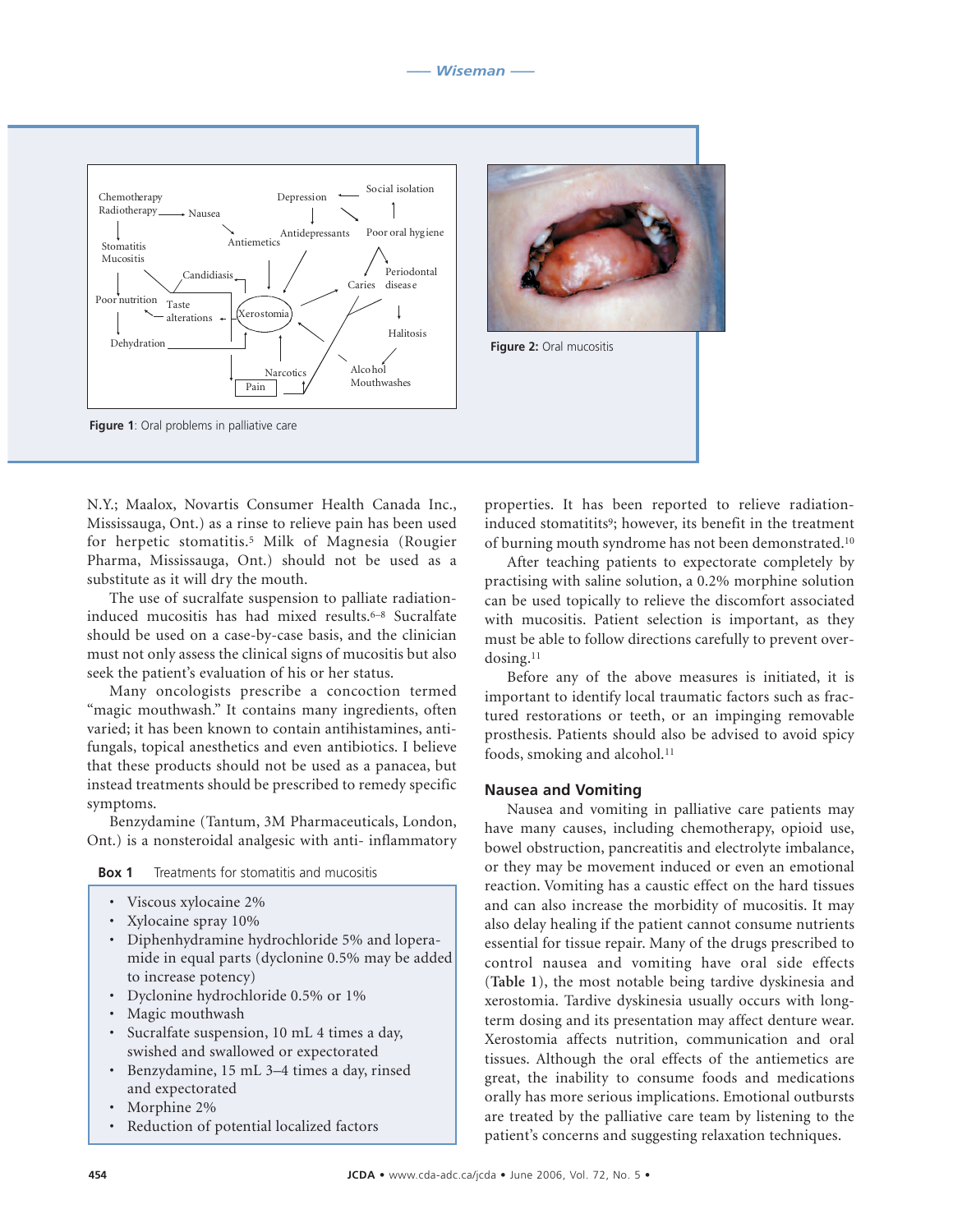Figure 1: Oral problems in palliative care

Figure 2: Oral mucositis

N.Y.; Maalox, Novartis Consumer Health Canada Inc., Mississauga, Ont.) as a rinse to relieve pain has been used for herpetic stomatitis.[5] Milk of Magnesia (Rougier Pharma, Mississauga, Ont.) should not be used as a substitute as it will dry the mouth.

The use of sucralfate suspension to palliate radiation-induced mucositis has had mixed results.[6–8] Sucralfate should be used on a case-by-case basis, and the clinician must not only assess the clinical signs of mucositis but also seek the patient's evaluation of his or her status.

Many oncologists prescribe a concoction termed "magic mouthwash." It contains many ingredients, often varied; it has been known to contain antihistamines, antifungals, topical anesthetics and even antibiotics. I believe that these products should not be used as a panacea, but instead treatments should be prescribed to remedy specific symptoms.

Benzydamine (Tantum, 3M Pharmaceuticals, London, Ont.) is a nonsteroidal analgesic with anti- inflammatory properties. It has been reported to relieve radiation-induced stomatitits[9]; however, its benefit in the treatment of burning mouth syndrome has not been demonstrated.[10]

After teaching patients to expectorate completely by practising with saline solution, a 0.2% morphine solution can be used topically to relieve the discomfort associated with mucositis. Patient selection is important, as they must be able to follow directions carefully to prevent overdosing.[11]

Before any of the above measures is initiated, it is important to identify local traumatic factors such as fractured restorations or teeth, or an impinging removable prosthesis. Patients should also be advised to avoid spicy foods, smoking and alcohol.[11]

**Box 1** Treatments for stomatitis and mucositis

- Viscous xylocaine 2%
- Xylocaine spray 10%
- Diphenhydramine hydrochloride 5% and loperamide in equal parts (dyclonine 0.5% may be added to increase potency)
- Dyclonine hydrochloride 0.5% or 1%
- Magic mouthwash
- Sucralfate suspension, 10 mL 4 times a day, swished and swallowed or expectorated
- Benzydamine, 15 mL 3–4 times a day, rinsed and expectorated
- Morphine 2%
- Reduction of potential localized factors

## Nausea and Vomiting

Nausea and vomiting in palliative care patients may have many causes, including chemotherapy, opioid use, bowel obstruction, pancreatitis and electrolyte imbalance, or they may be movement induced or even an emotional reaction. Vomiting has a caustic effect on the hard tissues and can also increase the morbidity of mucositis. It may also delay healing if the patient cannot consume nutrients essential for tissue repair. Many of the drugs prescribed to control nausea and vomiting have oral side effects (**Table 1**), the most notable being tardive dyskinesia and xerostomia. Tardive dyskinesia usually occurs with long-term dosing and its presentation may affect denture wear. Xerostomia affects nutrition, communication and oral tissues. Although the oral effects of the antiemetics are great, the inability to consume foods and medications orally has more serious implications. Emotional outbursts are treated by the palliative care team by listening to the patient's concerns and suggesting relaxation techniques.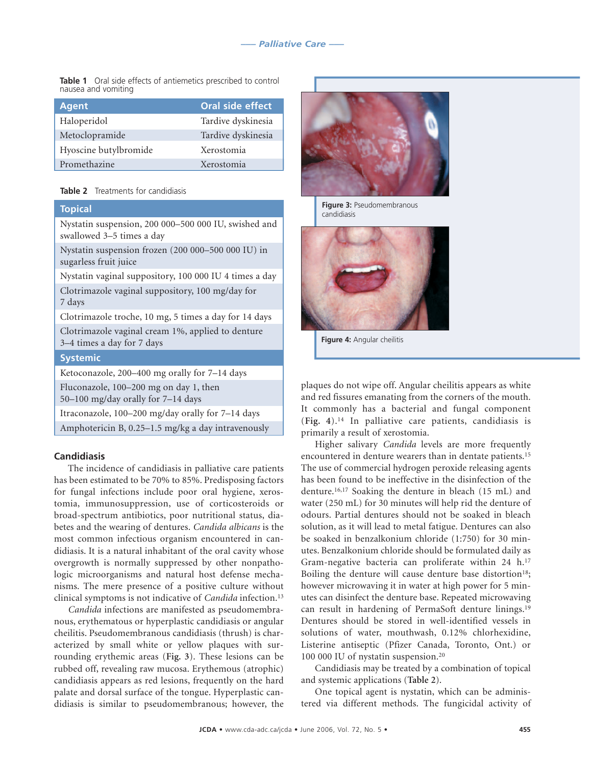**Table 1** Oral side effects of antiemetics prescribed to control nausea and vomiting

| Agent | Oral side effect |
|---|---|
| Haloperidol | Tardive dyskinesia |
| Metoclopramide | Tardive dyskinesia |
| Hyoscine butylbromide | Xerostomia |
| Promethazine | Xerostomia |

**Table 2** Treatments for candidiasis

| Topical |
|---|
| Nystatin suspension, 200 000–500 000 IU, swished and swallowed 3–5 times a day |
| Nystatin suspension frozen (200 000–500 000 IU) in sugarless fruit juice |
| Nystatin vaginal suppository, 100 000 IU 4 times a day |
| Clotrimazole vaginal suppository, 100 mg/day for 7 days |
| Clotrimazole troche, 10 mg, 5 times a day for 14 days |
| Clotrimazole vaginal cream 1%, applied to denture 3–4 times a day for 7 days |
| **Systemic** |
| Ketoconazole, 200–400 mg orally for 7–14 days |
| Fluconazole, 100–200 mg on day 1, then 50–100 mg/day orally for 7–14 days |
| Itraconazole, 100–200 mg/day orally for 7–14 days |
| Amphotericin B, 0.25–1.5 mg/kg a day intravenously |

**Figure 3:** Pseudomembranous candidiasis

**Figure 4:** Angular cheilitis

### Candidiasis

The incidence of candidiasis in palliative care patients has been estimated to be 70% to 85%. Predisposing factors for fungal infections include poor oral hygiene, xerostomia, immunosuppression, use of corticosteroids or broad-spectrum antibiotics, poor nutritional status, diabetes and the wearing of dentures. *Candida albicans* is the most common infectious organism encountered in candidiasis. It is a natural inhabitant of the oral cavity whose overgrowth is normally suppressed by other nonpathologic microorganisms and natural host defense mechanisms. The mere presence of a positive culture without clinical symptoms is not indicative of *Candida* infection.[13]

*Candida* infections are manifested as pseudomembranous, erythematous or hyperplastic candidiasis or angular cheilitis. Pseudomembranous candidiasis (thrush) is characterized by small white or yellow plaques with surrounding erythemic areas (**Fig. 3**). These lesions can be rubbed off, revealing raw mucosa. Erythemous (atrophic) candidiasis appears as red lesions, frequently on the hard palate and dorsal surface of the tongue. Hyperplastic candidiasis is similar to pseudomembranous; however, the plaques do not wipe off. Angular cheilitis appears as white and red fissures emanating from the corners of the mouth. It commonly has a bacterial and fungal component (**Fig. 4**).[14] In palliative care patients, candidiasis is primarily a result of xerostomia.

Higher salivary *Candida* levels are more frequently encountered in denture wearers than in dentate patients.[15] The use of commercial hydrogen peroxide releasing agents has been found to be ineffective in the disinfection of the denture.[16,17] Soaking the denture in bleach (15 mL) and water (250 mL) for 30 minutes will help rid the denture of odours. Partial dentures should not be soaked in bleach solution, as it will lead to metal fatigue. Dentures can also be soaked in benzalkonium chloride (1:750) for 30 minutes. Benzalkonium chloride should be formulated daily as Gram-negative bacteria can proliferate within 24 h.[17] Boiling the denture will cause denture base distortion[18]; however microwaving it in water at high power for 5 minutes can disinfect the denture base. Repeated microwaving can result in hardening of PermaSoft denture linings.[19] Dentures should be stored in well-identified vessels in solutions of water, mouthwash, 0.12% chlorhexidine, Listerine antiseptic (Pfizer Canada, Toronto, Ont.) or 100 000 IU of nystatin suspension.[20]

Candidiasis may be treated by a combination of topical and systemic applications (**Table 2**).

One topical agent is nystatin, which can be administered via different methods. The fungicidal activity of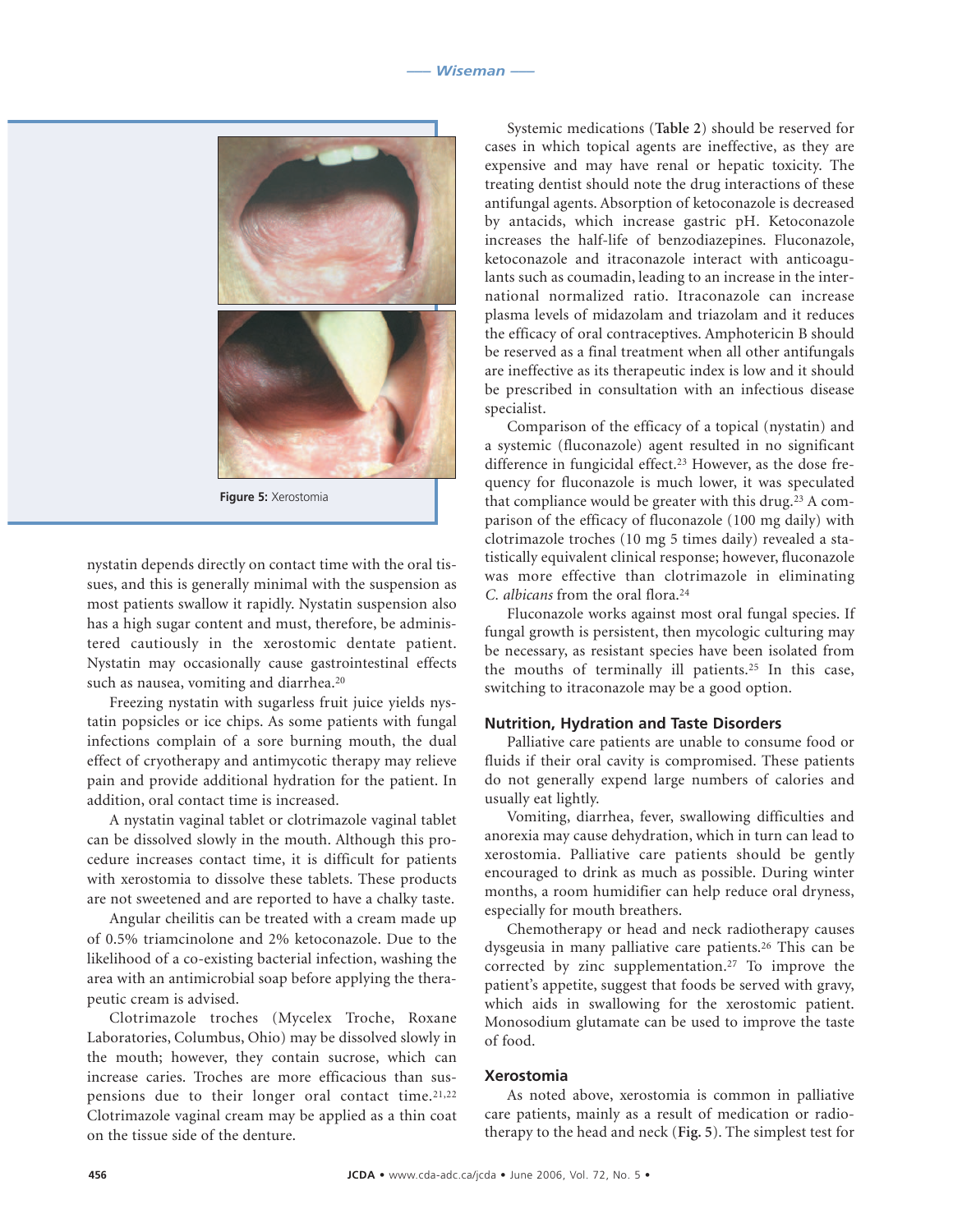Figure 5: Xerostomia

nystatin depends directly on contact time with the oral tissues, and this is generally minimal with the suspension as most patients swallow it rapidly. Nystatin suspension also has a high sugar content and must, therefore, be administered cautiously in the xerostomic dentate patient. Nystatin may occasionally cause gastrointestinal effects such as nausea, vomiting and diarrhea.[20]

Freezing nystatin with sugarless fruit juice yields nystatin popsicles or ice chips. As some patients with fungal infections complain of a sore burning mouth, the dual effect of cryotherapy and antimycotic therapy may relieve pain and provide additional hydration for the patient. In addition, oral contact time is increased.

A nystatin vaginal tablet or clotrimazole vaginal tablet can be dissolved slowly in the mouth. Although this procedure increases contact time, it is difficult for patients with xerostomia to dissolve these tablets. These products are not sweetened and are reported to have a chalky taste.

Angular cheilitis can be treated with a cream made up of 0.5% triamcinolone and 2% ketoconazole. Due to the likelihood of a co-existing bacterial infection, washing the area with an antimicrobial soap before applying the therapeutic cream is advised.

Clotrimazole troches (Mycelex Troche, Roxane Laboratories, Columbus, Ohio) may be dissolved slowly in the mouth; however, they contain sucrose, which can increase caries. Troches are more efficacious than suspensions due to their longer oral contact time.[21,22] Clotrimazole vaginal cream may be applied as a thin coat on the tissue side of the denture.

Systemic medications (**Table 2**) should be reserved for cases in which topical agents are ineffective, as they are expensive and may have renal or hepatic toxicity. The treating dentist should note the drug interactions of these antifungal agents. Absorption of ketoconazole is decreased by antacids, which increase gastric pH. Ketoconazole increases the half-life of benzodiazepines. Fluconazole, ketoconazole and itraconazole interact with anticoagulants such as coumadin, leading to an increase in the international normalized ratio. Itraconazole can increase plasma levels of midazolam and triazolam and it reduces the efficacy of oral contraceptives. Amphotericin B should be reserved as a final treatment when all other antifungals are ineffective as its therapeutic index is low and it should be prescribed in consultation with an infectious disease specialist.

Comparison of the efficacy of a topical (nystatin) and a systemic (fluconazole) agent resulted in no significant difference in fungicidal effect.[23] However, as the dose frequency for fluconazole is much lower, it was speculated that compliance would be greater with this drug.[23] A comparison of the efficacy of fluconazole (100 mg daily) with clotrimazole troches (10 mg 5 times daily) revealed a statistically equivalent clinical response; however, fluconazole was more effective than clotrimazole in eliminating *C. albicans* from the oral flora.[24]

Fluconazole works against most oral fungal species. If fungal growth is persistent, then mycologic culturing may be necessary, as resistant species have been isolated from the mouths of terminally ill patients.[25] In this case, switching to itraconazole may be a good option.

## Nutrition, Hydration and Taste Disorders

Palliative care patients are unable to consume food or fluids if their oral cavity is compromised. These patients do not generally expend large numbers of calories and usually eat lightly.

Vomiting, diarrhea, fever, swallowing difficulties and anorexia may cause dehydration, which in turn can lead to xerostomia. Palliative care patients should be gently encouraged to drink as much as possible. During winter months, a room humidifier can help reduce oral dryness, especially for mouth breathers.

Chemotherapy or head and neck radiotherapy causes dysgeusia in many palliative care patients.[26] This can be corrected by zinc supplementation.[27] To improve the patient's appetite, suggest that foods be served with gravy, which aids in swallowing for the xerostomic patient. Monosodium glutamate can be used to improve the taste of food.

## Xerostomia

As noted above, xerostomia is common in palliative care patients, mainly as a result of medication or radiotherapy to the head and neck (**Fig. 5**). The simplest test for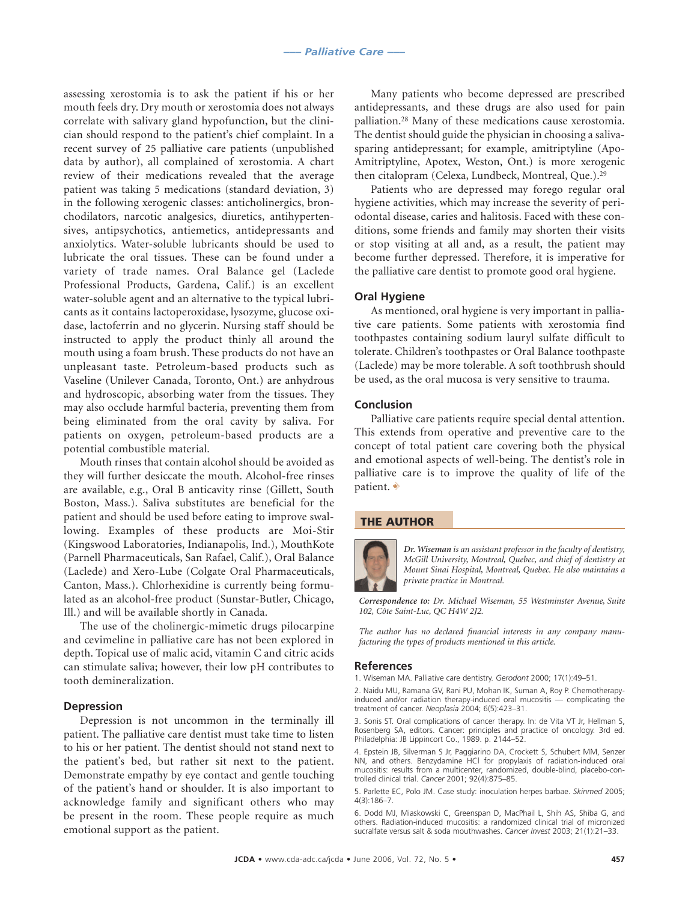assessing xerostomia is to ask the patient if his or her mouth feels dry. Dry mouth or xerostomia does not always correlate with salivary gland hypofunction, but the clinician should respond to the patient's chief complaint. In a recent survey of 25 palliative care patients (unpublished data by author), all complained of xerostomia. A chart review of their medications revealed that the average patient was taking 5 medications (standard deviation, 3) in the following xerogenic classes: anticholinergics, bronchodilators, narcotic analgesics, diuretics, antihypertensives, antipsychotics, antiemetics, antidepressants and anxiolytics. Water-soluble lubricants should be used to lubricate the oral tissues. These can be found under a variety of trade names. Oral Balance gel (Laclede Professional Products, Gardena, Calif.) is an excellent water-soluble agent and an alternative to the typical lubricants as it contains lactoperoxidase, lysozyme, glucose oxidase, lactoferrin and no glycerin. Nursing staff should be instructed to apply the product thinly all around the mouth using a foam brush. These products do not have an unpleasant taste. Petroleum-based products such as Vaseline (Unilever Canada, Toronto, Ont.) are anhydrous and hydroscopic, absorbing water from the tissues. They may also occlude harmful bacteria, preventing them from being eliminated from the oral cavity by saliva. For patients on oxygen, petroleum-based products are a potential combustible material.

Mouth rinses that contain alcohol should be avoided as they will further desiccate the mouth. Alcohol-free rinses are available, e.g., Oral B anticavity rinse (Gillett, South Boston, Mass.). Saliva substitutes are beneficial for the patient and should be used before eating to improve swallowing. Examples of these products are Moi-Stir (Kingswood Laboratories, Indianapolis, Ind.), MouthKote (Parnell Pharmaceuticals, San Rafael, Calif.), Oral Balance (Laclede) and Xero-Lube (Colgate Oral Pharmaceuticals, Canton, Mass.). Chlorhexidine is currently being formulated as an alcohol-free product (Sunstar-Butler, Chicago, Ill.) and will be available shortly in Canada.

The use of the cholinergic-mimetic drugs pilocarpine and cevimeline in palliative care has not been explored in depth. Topical use of malic acid, vitamin C and citric acids can stimulate saliva; however, their low pH contributes to tooth demineralization.

### Depression

Depression is not uncommon in the terminally ill patient. The palliative care dentist must take time to listen to his or her patient. The dentist should not stand next to the patient's bed, but rather sit next to the patient. Demonstrate empathy by eye contact and gentle touching of the patient's hand or shoulder. It is also important to acknowledge family and significant others who may be present in the room. These people require as much emotional support as the patient.

Many patients who become depressed are prescribed antidepressants, and these drugs are also used for pain palliation.[28] Many of these medications cause xerostomia. The dentist should guide the physician in choosing a saliva-sparing antidepressant; for example, amitriptyline (Apo-Amitriptyline, Apotex, Weston, Ont.) is more xerogenic then citalopram (Celexa, Lundbeck, Montreal, Que.).[29]

Patients who are depressed may forego regular oral hygiene activities, which may increase the severity of periodontal disease, caries and halitosis. Faced with these conditions, some friends and family may shorten their visits or stop visiting at all and, as a result, the patient may become further depressed. Therefore, it is imperative for the palliative care dentist to promote good oral hygiene.

### Oral Hygiene

As mentioned, oral hygiene is very important in palliative care patients. Some patients with xerostomia find toothpastes containing sodium lauryl sulfate difficult to tolerate. Children's toothpastes or Oral Balance toothpaste (Laclede) may be more tolerable. A soft toothbrush should be used, as the oral mucosa is very sensitive to trauma.

### Conclusion

Palliative care patients require special dental attention. This extends from operative and preventive care to the concept of total patient care covering both the physical and emotional aspects of well-being. The dentist's role in palliative care is to improve the quality of life of the patient.

## THE AUTHOR

*Dr. Wiseman is an assistant professor in the faculty of dentistry, McGill University, Montreal, Quebec, and chief of dentistry at Mount Sinai Hospital, Montreal, Quebec. He also maintains a private practice in Montreal.*

***Correspondence to:*** *Dr. Michael Wiseman, 55 Westminster Avenue, Suite 102, Côte Saint-Luc, QC H4W 2J2.*

*The author has no declared financial interests in any company manufacturing the types of products mentioned in this article.*

### References

1. Wiseman MA. Palliative care dentistry. *Gerodont* 2000; 17(1):49–51.
2. Naidu MU, Ramana GV, Rani PU, Mohan IK, Suman A, Roy P. Chemotherapy-induced and/or radiation therapy-induced oral mucositis — complicating the treatment of cancer. *Neoplasia* 2004; 6(5):423–31.
3. Sonis ST. Oral complications of cancer therapy. In: de Vita VT Jr, Hellman S, Rosenberg SA, editors. Cancer: principles and practice of oncology. 3rd ed. Philadelphia: JB Lippincort Co., 1989. p. 2144–52.
4. Epstein JB, Silverman S Jr, Paggiarino DA, Crockett S, Schubert MM, Senzer NN, and others. Benzydamine HCl for propylaxis of radiation-induced oral mucositis: results from a multicenter, randomized, double-blind, placebo-controlled clinical trial. *Cancer* 2001; 92(4):875–85.
5. Parlette EC, Polo JM. Case study: inoculation herpes barbae. *Skinmed* 2005; 4(3):186–7.
6. Dodd MJ, Miaskowski C, Greenspan D, MacPhail L, Shih AS, Shiba G, and others. Radiation-induced mucositis: a randomized clinical trial of micronized sucralfate versus salt & soda mouthwashes. *Cancer Invest* 2003; 21(1):21–33.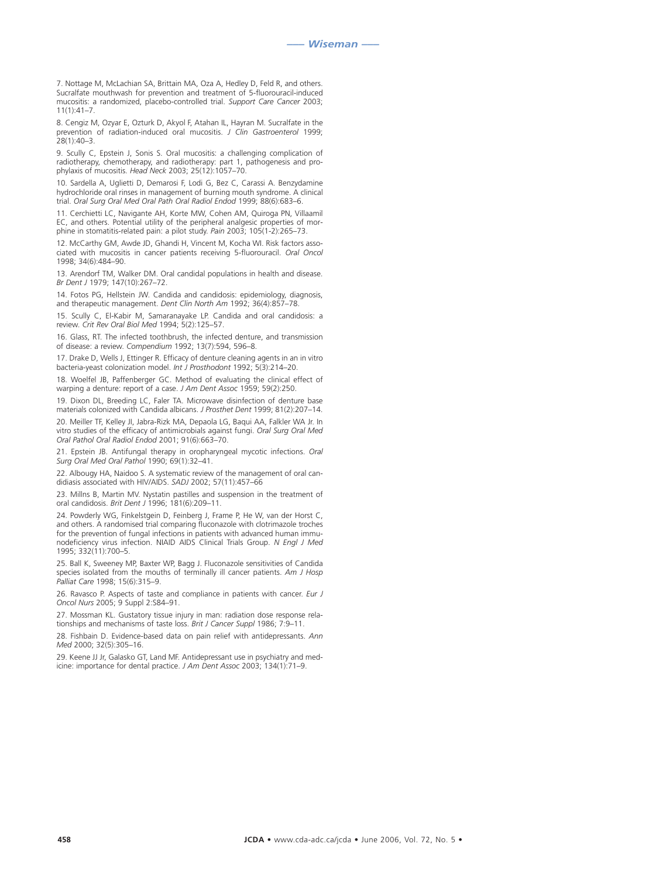7. Nottage M, McLachian SA, Brittain MA, Oza A, Hedley D, Feld R, and others. Sucralfate mouthwash for prevention and treatment of 5-fluorouracil-induced mucositis: a randomized, placebo-controlled trial. *Support Care Cancer* 2003; 11(1):41–7.

8. Cengiz M, Ozyar E, Ozturk D, Akyol F, Atahan IL, Hayran M. Sucralfate in the prevention of radiation-induced oral mucositis. *J Clin Gastroenterol* 1999; 28(1):40–3.

9. Scully C, Epstein J, Sonis S. Oral mucositis: a challenging complication of radiotherapy, chemotherapy, and radiotherapy: part 1, pathogenesis and prophylaxis of mucositis. *Head Neck* 2003; 25(12):1057–70.

10. Sardella A, Uglietti D, Demarosi F, Lodi G, Bez C, Carassi A. Benzydamine hydrochloride oral rinses in management of burning mouth syndrome. A clinical trial. *Oral Surg Oral Med Oral Path Oral Radiol Endod* 1999; 88(6):683–6.

11. Cerchietti LC, Navigante AH, Korte MW, Cohen AM, Quiroga PN, Villaamil EC, and others. Potential utility of the peripheral analgesic properties of morphine in stomatitis-related pain: a pilot study. *Pain* 2003; 105(1-2):265–73.

12. McCarthy GM, Awde JD, Ghandi H, Vincent M, Kocha WI. Risk factors associated with mucositis in cancer patients receiving 5-fluorouracil. *Oral Oncol* 1998; 34(6):484–90.

13. Arendorf TM, Walker DM. Oral candidal populations in health and disease. *Br Dent J* 1979; 147(10):267–72.

14. Fotos PG, Hellstein JW. Candida and candidosis: epidemiology, diagnosis, and therapeutic management. *Dent Clin North Am* 1992; 36(4):857–78.

15. Scully C, El-Kabir M, Samaranayake LP. Candida and oral candidosis: a review. *Crit Rev Oral Biol Med* 1994; 5(2):125–57.

16. Glass, RT. The infected toothbrush, the infected denture, and transmission of disease: a review. *Compendium* 1992; 13(7):594, 596–8.

17. Drake D, Wells J, Ettinger R. Efficacy of denture cleaning agents in an in vitro bacteria-yeast colonization model. *Int J Prosthodont* 1992; 5(3):214–20.

18. Woelfel JB, Paffenberger GC. Method of evaluating the clinical effect of warping a denture: report of a case. *J Am Dent Assoc* 1959; 59(2):250.

19. Dixon DL, Breeding LC, Faler TA. Microwave disinfection of denture base materials colonized with Candida albicans. *J Prosthet Dent* 1999; 81(2):207–14.

20. Meiller TF, Kelley JI, Jabra-Rizk MA, Depaola LG, Baqui AA, Falkler WA Jr. In vitro studies of the efficacy of antimicrobials against fungi. *Oral Surg Oral Med Oral Pathol Oral Radiol Endod* 2001; 91(6):663–70.

21. Epstein JB. Antifungal therapy in oropharyngeal mycotic infections. *Oral Surg Oral Med Oral Pathol* 1990; 69(1):32–41.

22. Albougy HA, Naidoo S. A systematic review of the management of oral candidiasis associated with HIV/AIDS. *SADJ* 2002; 57(11):457–66

23. Millns B, Martin MV. Nystatin pastilles and suspension in the treatment of oral candidosis. *Brit Dent J* 1996; 181(6):209–11.

24. Powderly WG, Finkelstgein D, Feinberg J, Frame P, He W, van der Horst C, and others. A randomised trial comparing fluconazole with clotrimazole troches for the prevention of fungal infections in patients with advanced human immunodeficiency virus infection. NIAID AIDS Clinical Trials Group. *N Engl J Med* 1995; 332(11):700–5.

25. Ball K, Sweeney MP, Baxter WP, Bagg J. Fluconazole sensitivities of Candida species isolated from the mouths of terminally ill cancer patients. *Am J Hosp Palliat Care* 1998; 15(6):315–9.

26. Ravasco P. Aspects of taste and compliance in patients with cancer. *Eur J Oncol Nurs* 2005; 9 Suppl 2:S84–91.

27. Mossman KL. Gustatory tissue injury in man: radiation dose response relationships and mechanisms of taste loss. *Brit J Cancer Suppl* 1986; 7:9–11.

28. Fishbain D. Evidence-based data on pain relief with antidepressants. *Ann Med* 2000; 32(5):305–16.

29. Keene JJ Jr, Galasko GT, Land MF. Antidepressant use in psychiatry and medicine: importance for dental practice. *J Am Dent Assoc* 2003; 134(1):71–9.